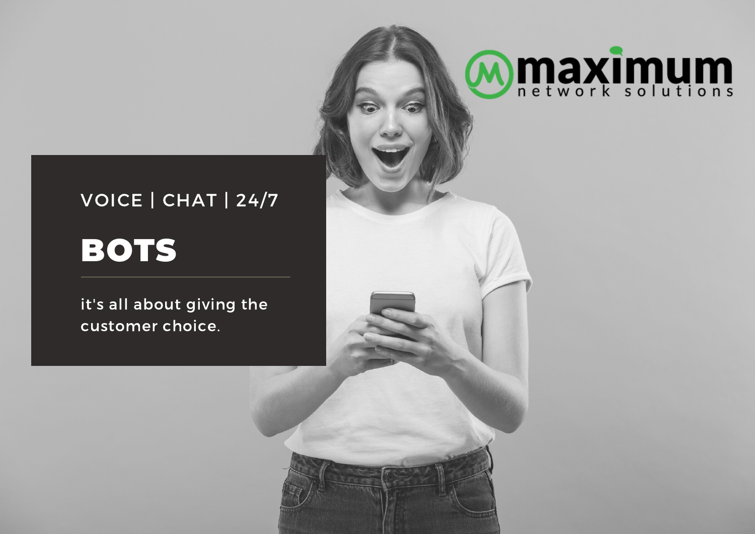maximum network solutions

VOICE | CHAT | 24/7

# BOTS

it's all about giving the customer choice.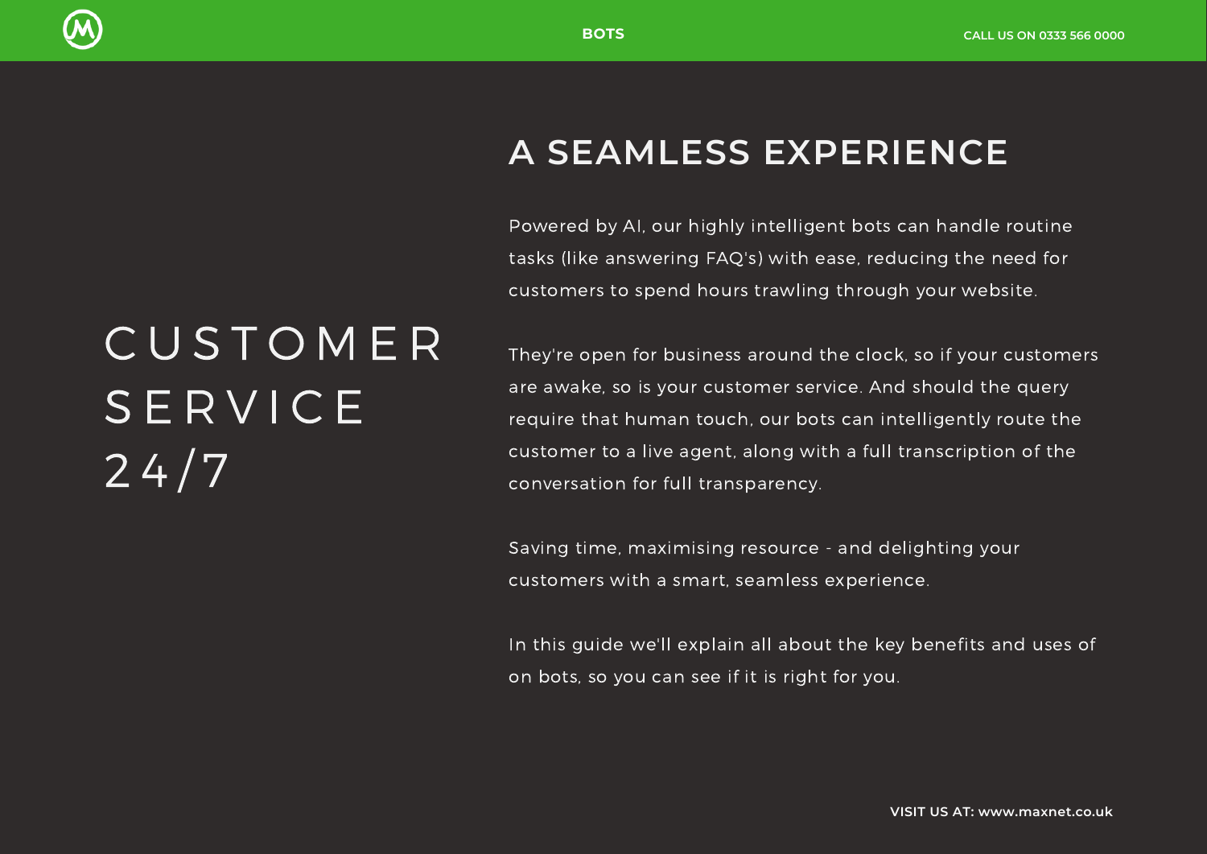# CUSTOMER SERVICE 24/7

## A SEAMLESS EXPERIENCE

Powered by AI, our highly intelligent bots can handle routine tasks (like answering FAQ's) with ease, reducing the need for customers to spend hours trawling through your website.

They're open for business around the clock, so if your customers are awake, so is your customer service. And should the query require that human touch, our bots can intelligently route the customer to a live agent, along with a full transcription of the conversation for full transparency.

Saving time, maximising resource - and delighting your customers with a smart, seamless experience.

In this guide we'll explain all about the key benefits and uses of on bots, so you can see if it is right for you.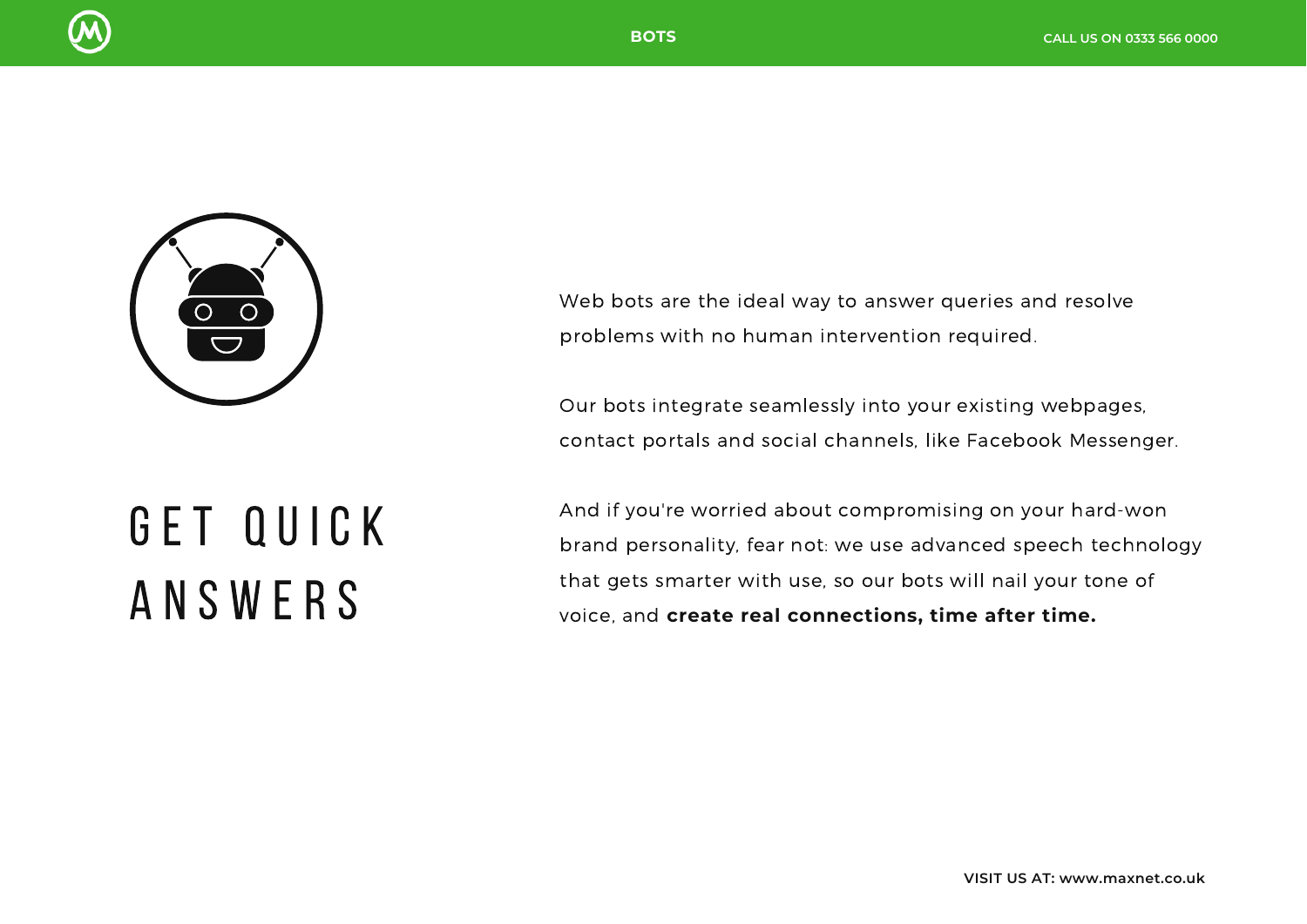# GET QUICK ANSWERS

Web bots are the ideal way to answer queries and resolve problems with no human intervention required.

Our bots integrate seamlessly into your existing webpages, contact portals and social channels, like Facebook Messenger.

And if you're worried about compromising on your hard-won brand personality, fear not: we use advanced speech technology that gets smarter with use, so our bots will nail your tone of voice, and **create real connections, time after time.**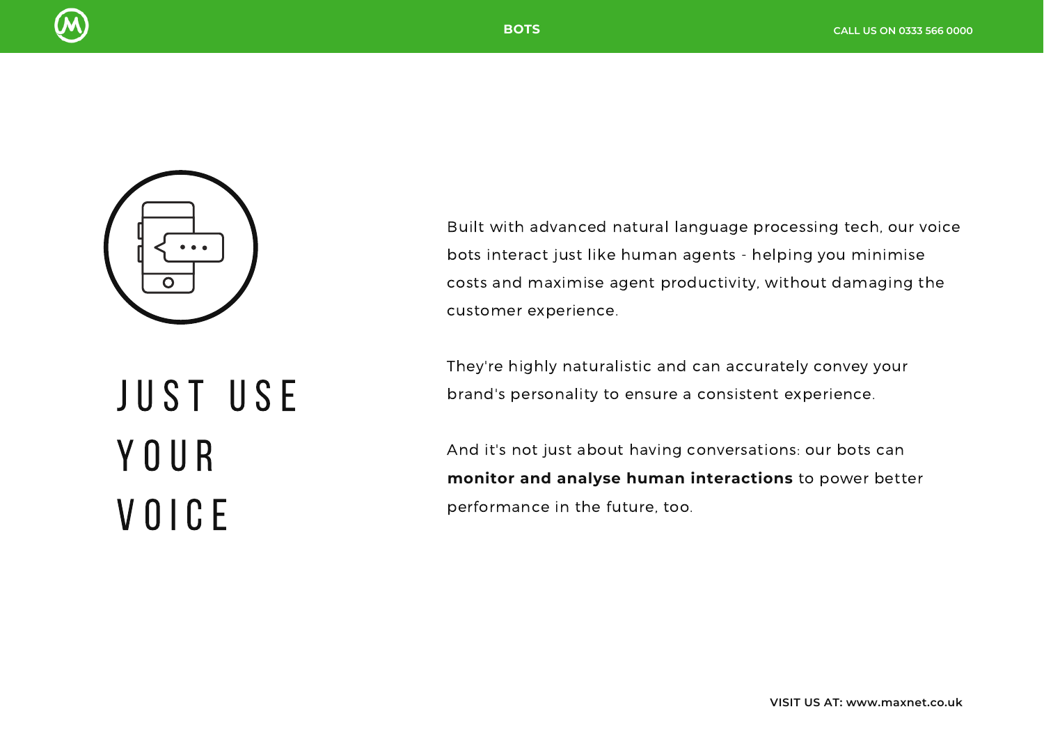# JUST USE YOUR VOICE

Built with advanced natural language processing tech, our voice bots interact just like human agents - helping you minimise costs and maximise agent productivity, without damaging the customer experience.

They're highly naturalistic and can accurately convey your brand's personality to ensure a consistent experience.

And it's not just about having conversations: our bots can **monitor and analyse human interactions** to power better performance in the future, too.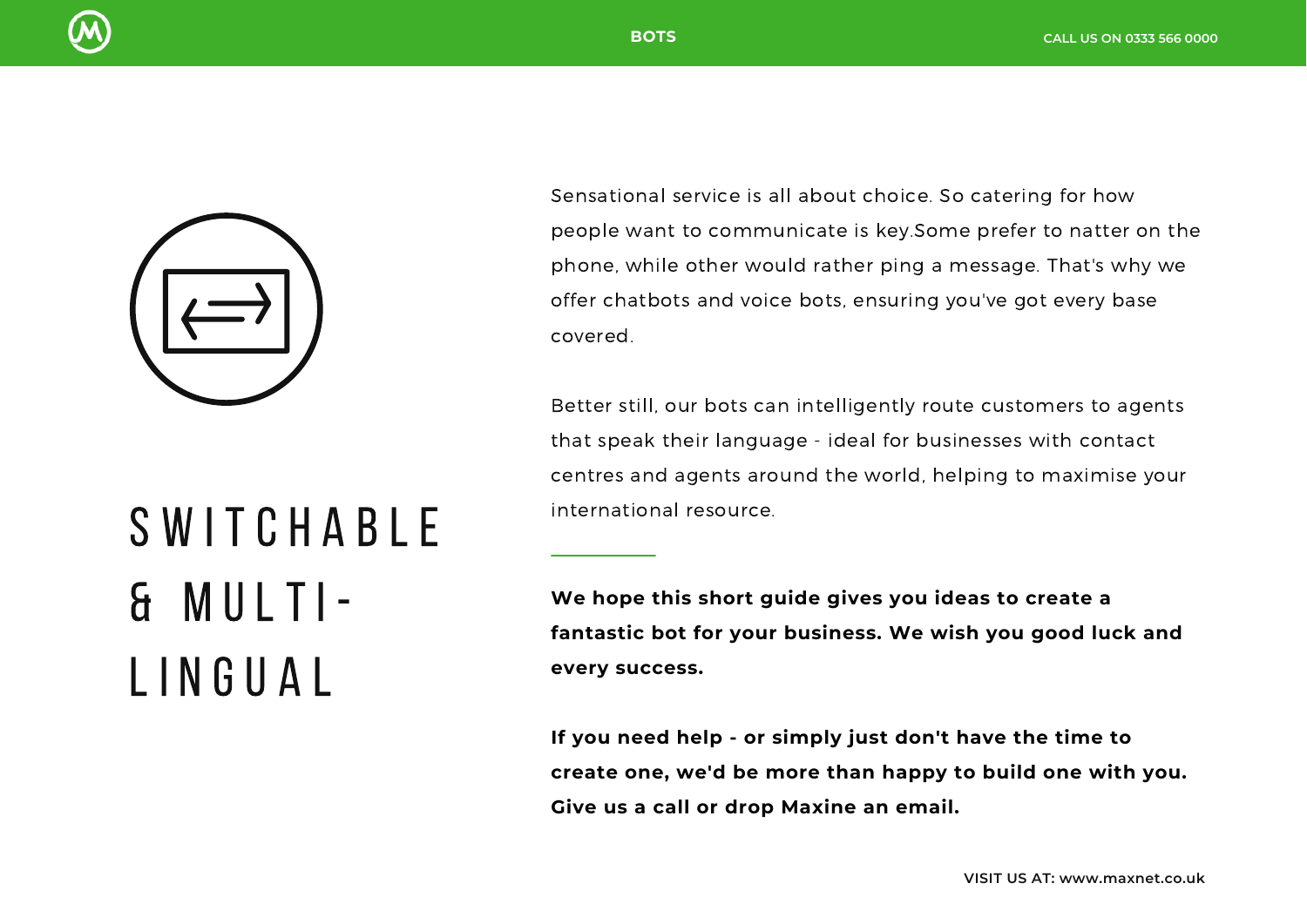# SWITCHABLE & MULTI-LINGUAL

Sensational service is all about choice. So catering for how people want to communicate is key.Some prefer to natter on the phone, while other would rather ping a message. That's why we offer chatbots and voice bots, ensuring you've got every base covered.

Better still, our bots can intelligently route customers to agents that speak their language - ideal for businesses with contact centres and agents around the world, helping to maximise your international resource.

**We hope this short guide gives you ideas to create a fantastic bot for your business. We wish you good luck and every success.**

**If you need help - or simply just don't have the time to create one, we'd be more than happy to build one with you. Give us a call or drop Maxine an email.**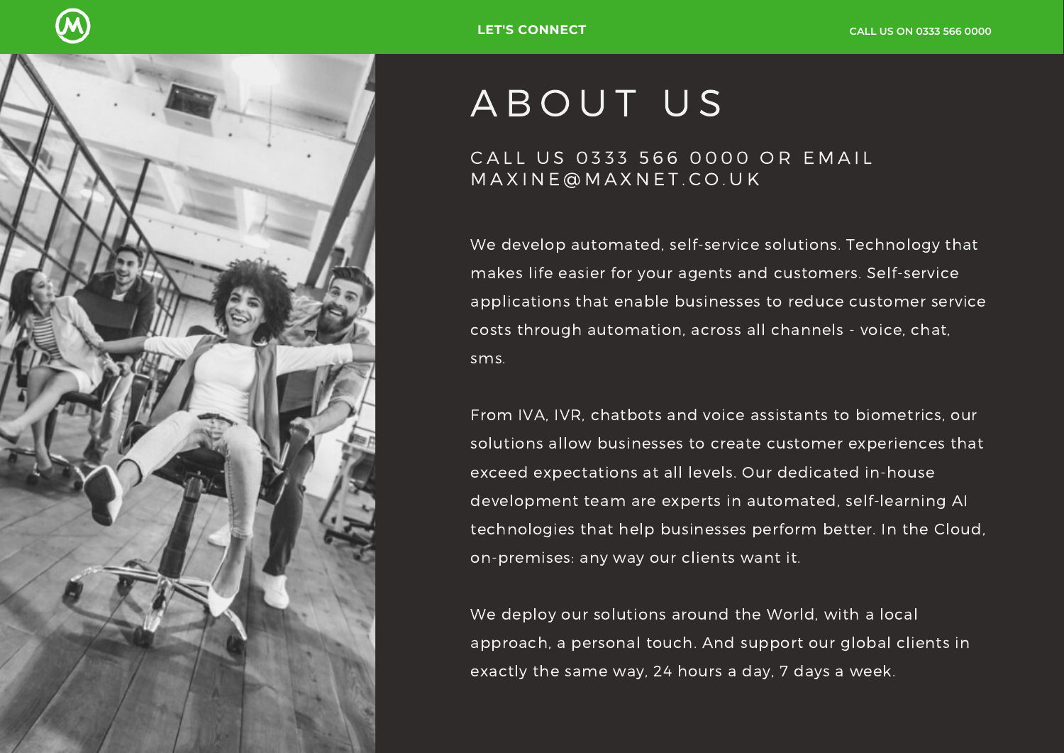LET'S CONNECT

CALL US ON 0333 566 0000

# ABOUT US

CALL US 0333 566 0000 OR EMAIL MAXINE@MAXNET.CO.UK

We develop automated, self-service solutions. Technology that makes life easier for your agents and customers. Self-service applications that enable businesses to reduce customer service costs through automation, across all channels - voice, chat, sms.

From IVA, IVR, chatbots and voice assistants to biometrics, our solutions allow businesses to create customer experiences that exceed expectations at all levels. Our dedicated in-house development team are experts in automated, self-learning AI technologies that help businesses perform better. In the Cloud, on-premises: any way our clients want it.

We deploy our solutions around the World, with a local approach, a personal touch. And support our global clients in exactly the same way, 24 hours a day, 7 days a week.